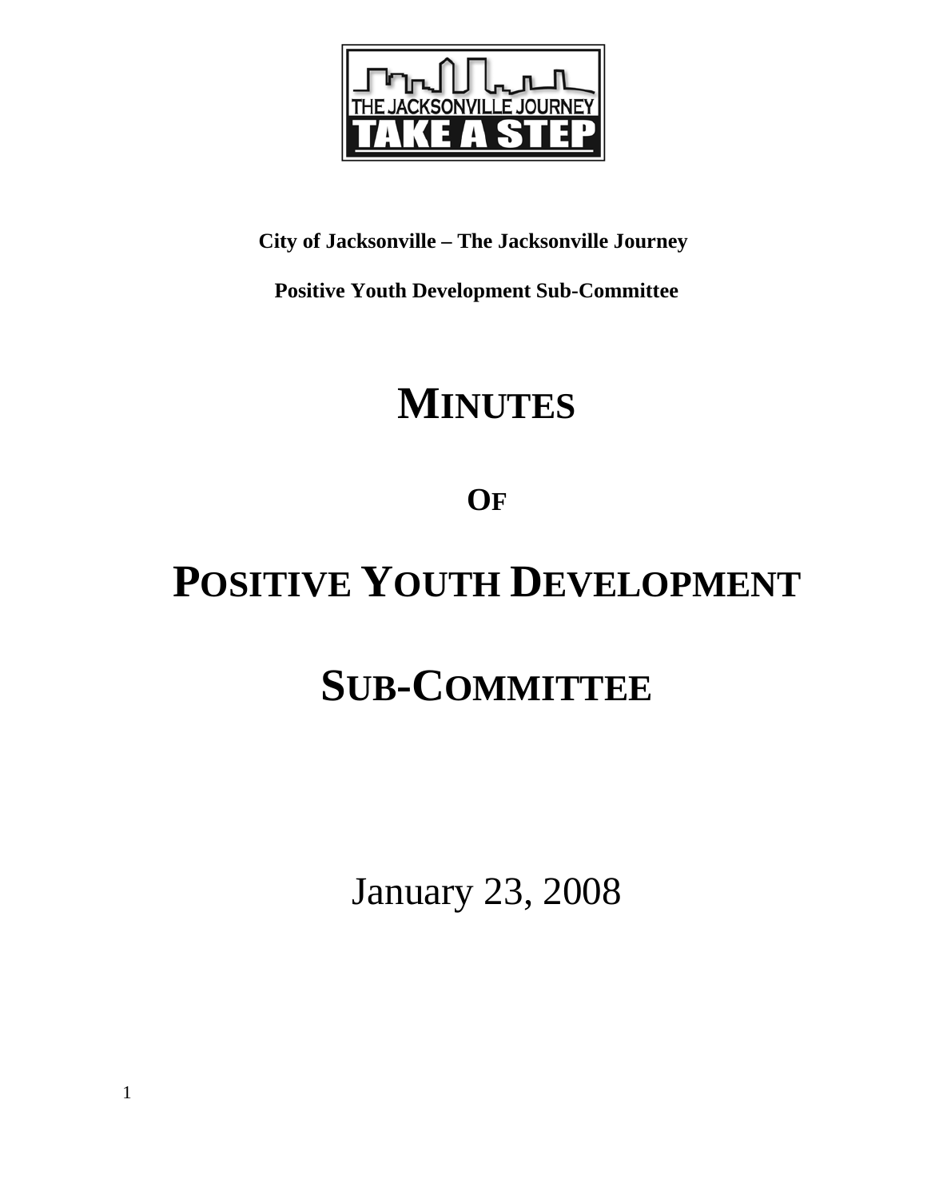THE JACKSONVILLE JOURNEY
TAKE A STEP

**City of Jacksonville – The Jacksonville Journey**

**Positive Youth Development Sub-Committee**

# MINUTES

# OF

# POSITIVE YOUTH DEVELOPMENT

# SUB-COMMITTEE

January 23, 2008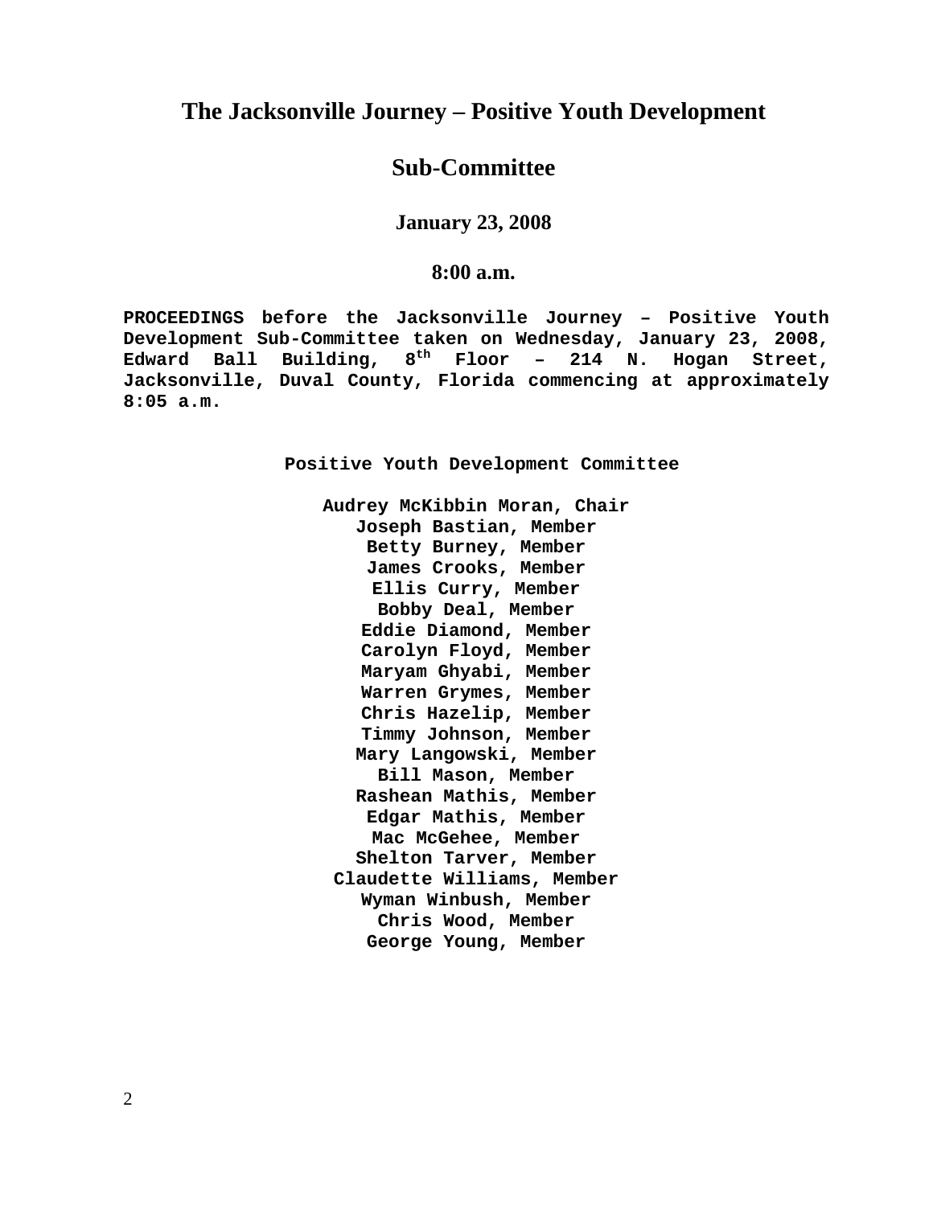# The Jacksonville Journey – Positive Youth Development

# Sub-Committee

### January 23, 2008

### 8:00 a.m.

**PROCEEDINGS before the Jacksonville Journey – Positive Youth Development Sub-Committee taken on Wednesday, January 23, 2008, Edward Ball Building, 8th Floor – 214 N. Hogan Street, Jacksonville, Duval County, Florida commencing at approximately 8:05 a.m.**

**Positive Youth Development Committee**

**Audrey McKibbin Moran, Chair**
**Joseph Bastian, Member**
**Betty Burney, Member**
**James Crooks, Member**
**Ellis Curry, Member**
**Bobby Deal, Member**
**Eddie Diamond, Member**
**Carolyn Floyd, Member**
**Maryam Ghyabi, Member**
**Warren Grymes, Member**
**Chris Hazelip, Member**
**Timmy Johnson, Member**
**Mary Langowski, Member**
**Bill Mason, Member**
**Rashean Mathis, Member**
**Edgar Mathis, Member**
**Mac McGehee, Member**
**Shelton Tarver, Member**
**Claudette Williams, Member**
**Wyman Winbush, Member**
**Chris Wood, Member**
**George Young, Member**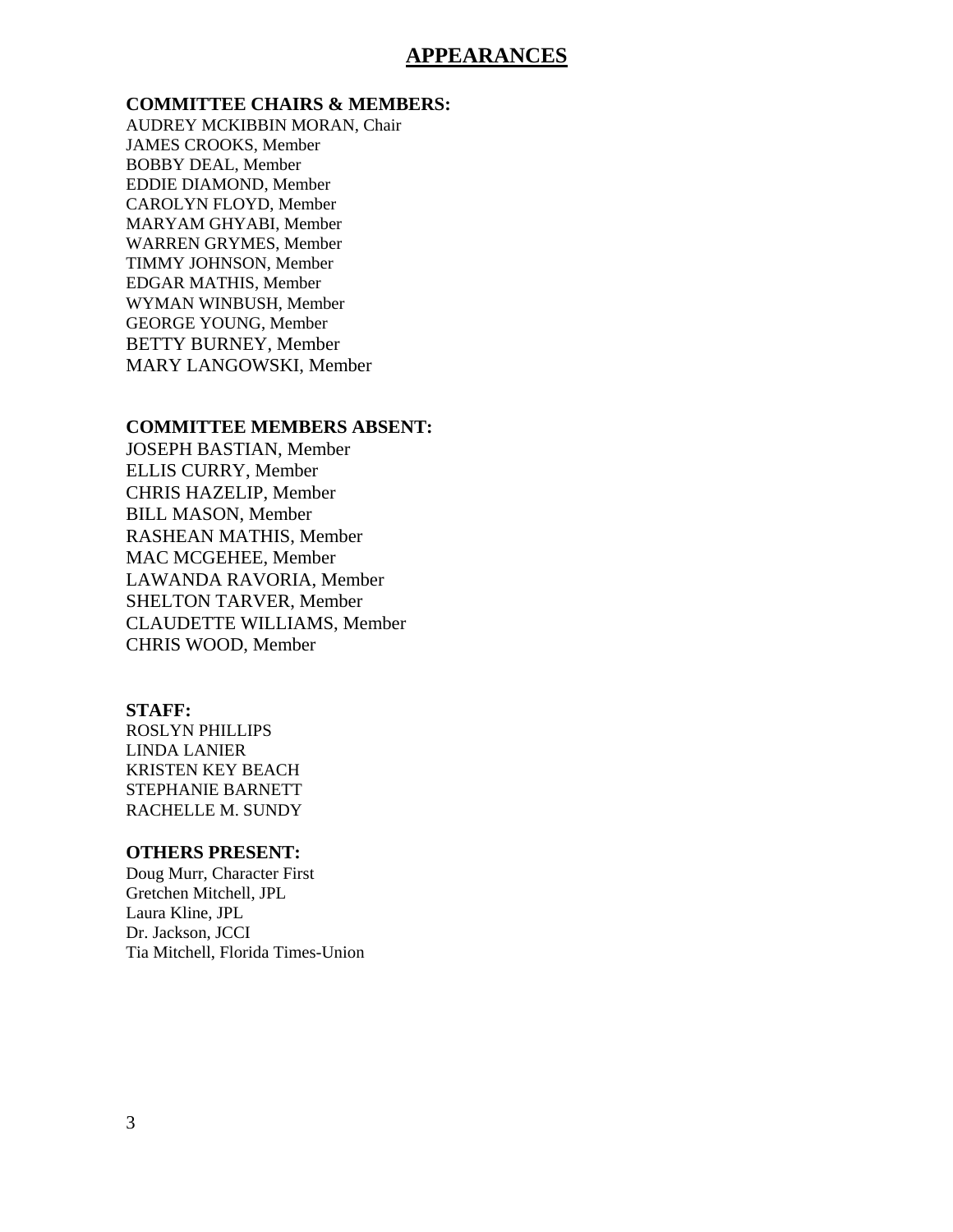# APPEARANCES

**COMMITTEE CHAIRS & MEMBERS:**

AUDREY MCKIBBIN MORAN, Chair
JAMES CROOKS, Member
BOBBY DEAL, Member
EDDIE DIAMOND, Member
CAROLYN FLOYD, Member
MARYAM GHYABI, Member
WARREN GRYMES, Member
TIMMY JOHNSON, Member
EDGAR MATHIS, Member
WYMAN WINBUSH, Member
GEORGE YOUNG, Member
BETTY BURNEY, Member
MARY LANGOWSKI, Member

**COMMITTEE MEMBERS ABSENT:**

JOSEPH BASTIAN, Member
ELLIS CURRY, Member
CHRIS HAZELIP, Member
BILL MASON, Member
RASHEAN MATHIS, Member
MAC MCGEHEE, Member
LAWANDA RAVORIA, Member
SHELTON TARVER, Member
CLAUDETTE WILLIAMS, Member
CHRIS WOOD, Member

**STAFF:**

ROSLYN PHILLIPS
LINDA LANIER
KRISTEN KEY BEACH
STEPHANIE BARNETT
RACHELLE M. SUNDY

**OTHERS PRESENT:**

Doug Murr, Character First
Gretchen Mitchell, JPL
Laura Kline, JPL
Dr. Jackson, JCCI
Tia Mitchell, Florida Times-Union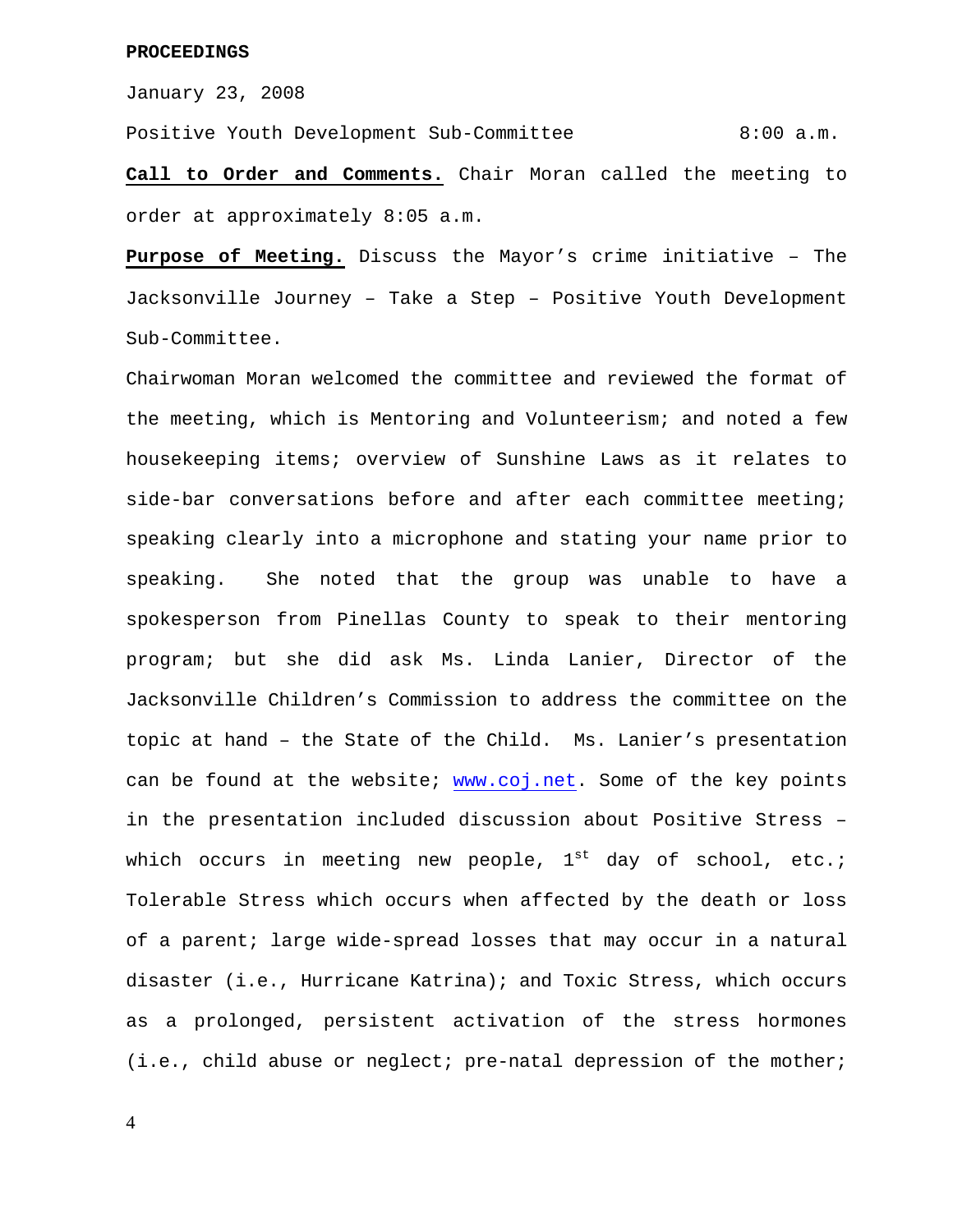**PROCEEDINGS**

January 23, 2008

Positive Youth Development Sub-Committee 8:00 a.m.

**Call to Order and Comments.** Chair Moran called the meeting to order at approximately 8:05 a.m.

**Purpose of Meeting.** Discuss the Mayor's crime initiative – The Jacksonville Journey – Take a Step – Positive Youth Development Sub-Committee.

Chairwoman Moran welcomed the committee and reviewed the format of the meeting, which is Mentoring and Volunteerism; and noted a few housekeeping items; overview of Sunshine Laws as it relates to side-bar conversations before and after each committee meeting; speaking clearly into a microphone and stating your name prior to speaking. She noted that the group was unable to have a spokesperson from Pinellas County to speak to their mentoring program; but she did ask Ms. Linda Lanier, Director of the Jacksonville Children's Commission to address the committee on the topic at hand – the State of the Child. Ms. Lanier's presentation can be found at the website; www.coj.net. Some of the key points in the presentation included discussion about Positive Stress – which occurs in meeting new people, 1st day of school, etc.; Tolerable Stress which occurs when affected by the death or loss of a parent; large wide-spread losses that may occur in a natural disaster (i.e., Hurricane Katrina); and Toxic Stress, which occurs as a prolonged, persistent activation of the stress hormones (i.e., child abuse or neglect; pre-natal depression of the mother;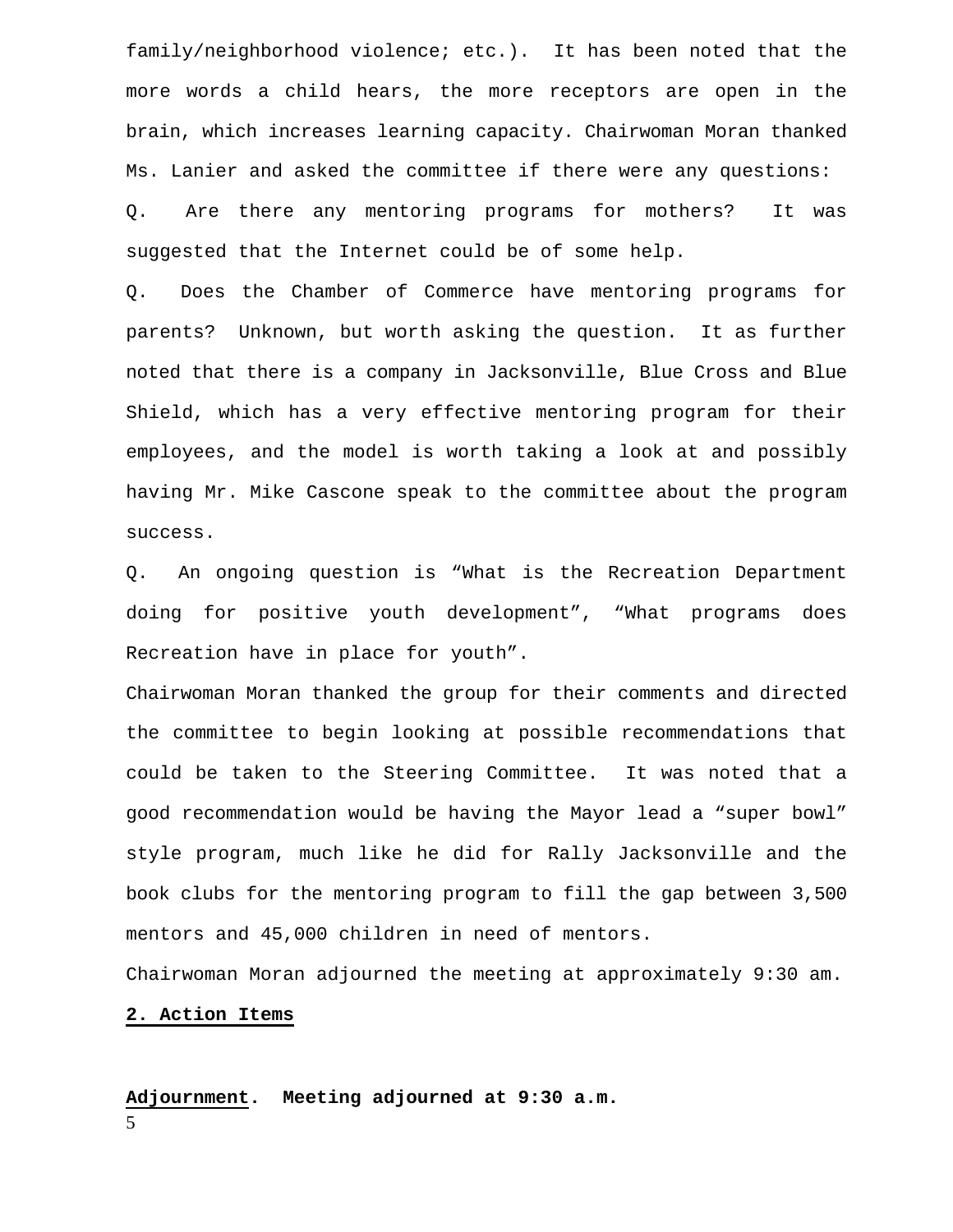family/neighborhood violence; etc.). It has been noted that the more words a child hears, the more receptors are open in the brain, which increases learning capacity. Chairwoman Moran thanked Ms. Lanier and asked the committee if there were any questions:

Q. Are there any mentoring programs for mothers? It was suggested that the Internet could be of some help.

Q. Does the Chamber of Commerce have mentoring programs for parents? Unknown, but worth asking the question. It as further noted that there is a company in Jacksonville, Blue Cross and Blue Shield, which has a very effective mentoring program for their employees, and the model is worth taking a look at and possibly having Mr. Mike Cascone speak to the committee about the program success.

Q. An ongoing question is "What is the Recreation Department doing for positive youth development", "What programs does Recreation have in place for youth".

Chairwoman Moran thanked the group for their comments and directed the committee to begin looking at possible recommendations that could be taken to the Steering Committee. It was noted that a good recommendation would be having the Mayor lead a "super bowl" style program, much like he did for Rally Jacksonville and the book clubs for the mentoring program to fill the gap between 3,500 mentors and 45,000 children in need of mentors.

Chairwoman Moran adjourned the meeting at approximately 9:30 am.

**2. Action Items**

**Adjournment. Meeting adjourned at 9:30 a.m.**